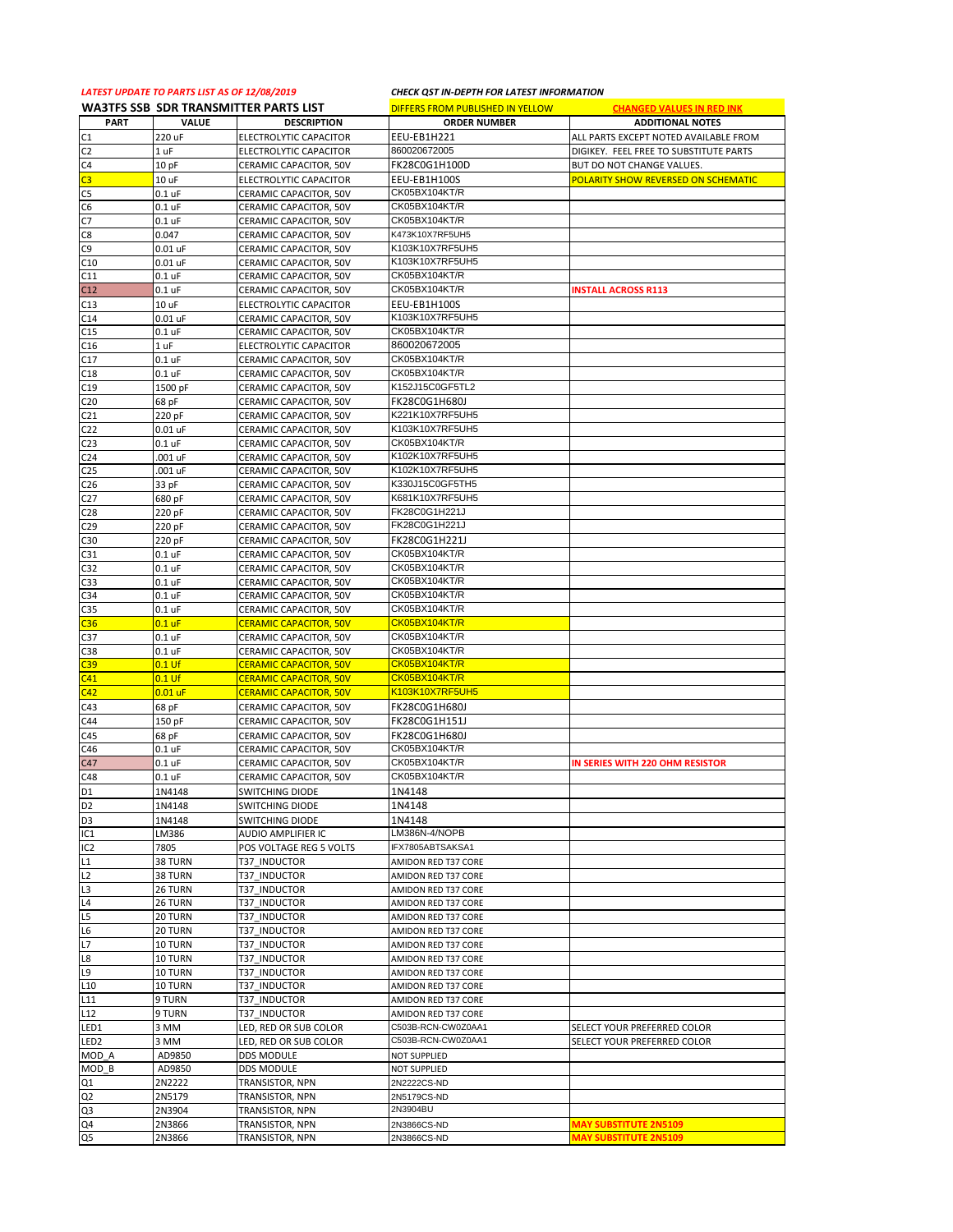*LATEST UPDATE TO PARTS LIST AS OF 12/08/2019* | *CHECK QST IN-DEPTH FOR LATEST INFORMATION*

## WA3TFS SSB SDR TRANSMITTER PARTS LIST

DIFFERS FROM PUBLISHED IN YELLOW | CHANGED VALUES IN RED INK

| PART | VALUE | DESCRIPTION | ORDER NUMBER | ADDITIONAL NOTES |
|---|---|---|---|---|
| C1 | 220 uF | ELECTROLYTIC CAPACITOR | EEU-EB1H221 | ALL PARTS EXCEPT NOTED AVAILABLE FROM |
| C2 | 1 uF | ELECTROLYTIC CAPACITOR | 860020672005 | DIGIKEY. FEEL FREE TO SUBSTITUTE PARTS |
| C4 | 10 pF | CERAMIC CAPACITOR, 50V | FK28C0G1H100D | BUT DO NOT CHANGE VALUES. |
| C3 | 10 uF | ELECTROLYTIC CAPACITOR | EEU-EB1H100S | POLARITY SHOW REVERSED ON SCHEMATIC |
| C5 | 0.1 uF | CERAMIC CAPACITOR, 50V | CK05BX104KT/R | |
| C6 | 0.1 uF | CERAMIC CAPACITOR, 50V | CK05BX104KT/R | |
| C7 | 0.1 uF | CERAMIC CAPACITOR, 50V | CK05BX104KT/R | |
| C8 | 0.047 | CERAMIC CAPACITOR, 50V | K473K10X7RF5UH5 | |
| C9 | 0.01 uF | CERAMIC CAPACITOR, 50V | K103K10X7RF5UH5 | |
| C10 | 0.01 uF | CERAMIC CAPACITOR, 50V | K103K10X7RF5UH5 | |
| C11 | 0.1 uF | CERAMIC CAPACITOR, 50V | CK05BX104KT/R | |
| C12 | 0.1 uF | CERAMIC CAPACITOR, 50V | CK05BX104KT/R | INSTALL ACROSS R113 |
| C13 | 10 uF | ELECTROLYTIC CAPACITOR | EEU-EB1H100S | |
| C14 | 0.01 uF | CERAMIC CAPACITOR, 50V | K103K10X7RF5UH5 | |
| C15 | 0.1 uF | CERAMIC CAPACITOR, 50V | CK05BX104KT/R | |
| C16 | 1 uF | ELECTROLYTIC CAPACITOR | 860020672005 | |
| C17 | 0.1 uF | CERAMIC CAPACITOR, 50V | CK05BX104KT/R | |
| C18 | 0.1 uF | CERAMIC CAPACITOR, 50V | CK05BX104KT/R | |
| C19 | 1500 pF | CERAMIC CAPACITOR, 50V | K152J15C0GF5TL2 | |
| C20 | 68 pF | CERAMIC CAPACITOR, 50V | FK28C0G1H680J | |
| C21 | 220 pF | CERAMIC CAPACITOR, 50V | K221K10X7RF5UH5 | |
| C22 | 0.01 uF | CERAMIC CAPACITOR, 50V | K103K10X7RF5UH5 | |
| C23 | 0.1 uF | CERAMIC CAPACITOR, 50V | CK05BX104KT/R | |
| C24 | .001 uF | CERAMIC CAPACITOR, 50V | K102K10X7RF5UH5 | |
| C25 | .001 uF | CERAMIC CAPACITOR, 50V | K102K10X7RF5UH5 | |
| C26 | 33 pF | CERAMIC CAPACITOR, 50V | K330J15C0GF5TH5 | |
| C27 | 680 pF | CERAMIC CAPACITOR, 50V | K681K10X7RF5UH5 | |
| C28 | 220 pF | CERAMIC CAPACITOR, 50V | FK28C0G1H221J | |
| C29 | 220 pF | CERAMIC CAPACITOR, 50V | FK28C0G1H221J | |
| C30 | 220 pF | CERAMIC CAPACITOR, 50V | FK28C0G1H221J | |
| C31 | 0.1 uF | CERAMIC CAPACITOR, 50V | CK05BX104KT/R | |
| C32 | 0.1 uF | CERAMIC CAPACITOR, 50V | CK05BX104KT/R | |
| C33 | 0.1 uF | CERAMIC CAPACITOR, 50V | CK05BX104KT/R | |
| C34 | 0.1 uF | CERAMIC CAPACITOR, 50V | CK05BX104KT/R | |
| C35 | 0.1 uF | CERAMIC CAPACITOR, 50V | CK05BX104KT/R | |
| C36 | 0.1 uF | CERAMIC CAPACITOR, 50V | CK05BX104KT/R | |
| C37 | 0.1 uF | CERAMIC CAPACITOR, 50V | CK05BX104KT/R | |
| C38 | 0.1 uF | CERAMIC CAPACITOR, 50V | CK05BX104KT/R | |
| C39 | 0.1 Uf | CERAMIC CAPACITOR, 50V | CK05BX104KT/R | |
| C41 | 0.1 Uf | CERAMIC CAPACITOR, 50V | CK05BX104KT/R | |
| C42 | 0.01 uF | CERAMIC CAPACITOR, 50V | K103K10X7RF5UH5 | |
| C43 | 68 pF | CERAMIC CAPACITOR, 50V | FK28C0G1H680J | |
| C44 | 150 pF | CERAMIC CAPACITOR, 50V | FK28C0G1H151J | |
| C45 | 68 pF | CERAMIC CAPACITOR, 50V | FK28C0G1H680J | |
| C46 | 0.1 uF | CERAMIC CAPACITOR, 50V | CK05BX104KT/R | |
| C47 | 0.1 uF | CERAMIC CAPACITOR, 50V | CK05BX104KT/R | IN SERIES WITH 220 OHM RESISTOR |
| C48 | 0.1 uF | CERAMIC CAPACITOR, 50V | CK05BX104KT/R | |
| D1 | 1N4148 | SWITCHING DIODE | 1N4148 | |
| D2 | 1N4148 | SWITCHING DIODE | 1N4148 | |
| D3 | 1N4148 | SWITCHING DIODE | 1N4148 | |
| IC1 | LM386 | AUDIO AMPLIFIER IC | LM386N-4/NOPB | |
| IC2 | 7805 | POS VOLTAGE REG 5 VOLTS | IFX7805ABTSAKSA1 | |
| L1 | 38 TURN | T37_INDUCTOR | AMIDON RED T37 CORE | |
| L2 | 38 TURN | T37_INDUCTOR | AMIDON RED T37 CORE | |
| L3 | 26 TURN | T37_INDUCTOR | AMIDON RED T37 CORE | |
| L4 | 26 TURN | T37_INDUCTOR | AMIDON RED T37 CORE | |
| L5 | 20 TURN | T37_INDUCTOR | AMIDON RED T37 CORE | |
| L6 | 20 TURN | T37_INDUCTOR | AMIDON RED T37 CORE | |
| L7 | 10 TURN | T37_INDUCTOR | AMIDON RED T37 CORE | |
| L8 | 10 TURN | T37_INDUCTOR | AMIDON RED T37 CORE | |
| L9 | 10 TURN | T37_INDUCTOR | AMIDON RED T37 CORE | |
| L10 | 10 TURN | T37_INDUCTOR | AMIDON RED T37 CORE | |
| L11 | 9 TURN | T37_INDUCTOR | AMIDON RED T37 CORE | |
| L12 | 9 TURN | T37_INDUCTOR | AMIDON RED T37 CORE | |
| LED1 | 3 MM | LED, RED OR SUB COLOR | C503B-RCN-CW0Z0AA1 | SELECT YOUR PREFERRED COLOR |
| LED2 | 3 MM | LED, RED OR SUB COLOR | C503B-RCN-CW0Z0AA1 | SELECT YOUR PREFERRED COLOR |
| MOD_A | AD9850 | DDS MODULE | NOT SUPPLIED | |
| MOD_B | AD9850 | DDS MODULE | NOT SUPPLIED | |
| Q1 | 2N2222 | TRANSISTOR, NPN | 2N2222CS-ND | |
| Q2 | 2N5179 | TRANSISTOR, NPN | 2N5179CS-ND | |
| Q3 | 2N3904 | TRANSISTOR, NPN | 2N3904BU | |
| Q4 | 2N3866 | TRANSISTOR, NPN | 2N3866CS-ND | MAY SUBSTITUTE 2N5109 |
| Q5 | 2N3866 | TRANSISTOR, NPN | 2N3866CS-ND | MAY SUBSTITUTE 2N5109 |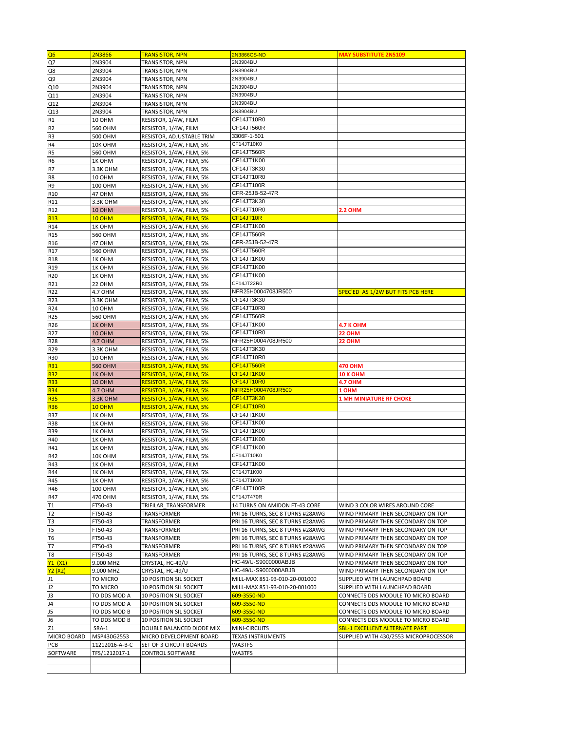| | | | | |
|---|---|---|---|---|
| Q6 | 2N3866 | TRANSISTOR, NPN | 2N3866CS-ND | **MAY SUBSTITUTE 2N5109** |
| Q7 | 2N3904 | TRANSISTOR, NPN | 2N3904BU | |
| Q8 | 2N3904 | TRANSISTOR, NPN | 2N3904BU | |
| Q9 | 2N3904 | TRANSISTOR, NPN | 2N3904BU | |
| Q10 | 2N3904 | TRANSISTOR, NPN | 2N3904BU | |
| Q11 | 2N3904 | TRANSISTOR, NPN | 2N3904BU | |
| Q12 | 2N3904 | TRANSISTOR, NPN | 2N3904BU | |
| Q13 | 2N3904 | TRANSISTOR, NPN | 2N3904BU | |
| R1 | 10 OHM | RESISTOR, 1/4W, FILM | CF14JT10R0 | |
| R2 | 560 OHM | RESISTOR, 1/4W, FILM | CF14JT560R | |
| R3 | 500 OHM | RESISTOR, ADJUSTABLE TRIM | 3306F-1-501 | |
| R4 | 10K OHM | RESISTOR, 1/4W, FILM, 5% | CF14JT10K0 | |
| R5 | 560 OHM | RESISTOR, 1/4W, FILM, 5% | CF14JT560R | |
| R6 | 1K OHM | RESISTOR, 1/4W, FILM, 5% | CF14JT1K00 | |
| R7 | 3.3K OHM | RESISTOR, 1/4W, FILM, 5% | CF14JT3K30 | |
| R8 | 10 OHM | RESISTOR, 1/4W, FILM, 5% | CF14JT10R0 | |
| R9 | 100 OHM | RESISTOR, 1/4W, FILM, 5% | CF14JT100R | |
| R10 | 47 OHM | RESISTOR, 1/4W, FILM, 5% | CFR-25JB-52-47R | |
| R11 | 3.3K OHM | RESISTOR, 1/4W, FILM, 5% | CF14JT3K30 | |
| R12 | 10 OHM | RESISTOR, 1/4W, FILM, 5% | CF14JT10R0 | **2.2 OHM** |
| R13 | 10 OHM | RESISTOR, 1/4W, FILM, 5% | CF14JT10R | |
| R14 | 1K OHM | RESISTOR, 1/4W, FILM, 5% | CF14JT1K00 | |
| R15 | 560 OHM | RESISTOR, 1/4W, FILM, 5% | CF14JT560R | |
| R16 | 47 OHM | RESISTOR, 1/4W, FILM, 5% | CFR-25JB-52-47R | |
| R17 | 560 OHM | RESISTOR, 1/4W, FILM, 5% | CF14JT560R | |
| R18 | 1K OHM | RESISTOR, 1/4W, FILM, 5% | CF14JT1K00 | |
| R19 | 1K OHM | RESISTOR, 1/4W, FILM, 5% | CF14JT1K00 | |
| R20 | 1K OHM | RESISTOR, 1/4W, FILM, 5% | CF14JT1K00 | |
| R21 | 22 OHM | RESISTOR, 1/4W, FILM, 5% | CF14JT22R0 | |
| R22 | 4.7 OHM | RESISTOR, 1/4W, FILM, 5% | NFR25H0004708JR500 | SPEC'ED AS 1/2W BUT FITS PCB HERE |
| R23 | 3.3K OHM | RESISTOR, 1/4W, FILM, 5% | CF14JT3K30 | |
| R24 | 10 OHM | RESISTOR, 1/4W, FILM, 5% | CF14JT10R0 | |
| R25 | 560 OHM | RESISTOR, 1/4W, FILM, 5% | CF14JT560R | |
| R26 | 1K OHM | RESISTOR, 1/4W, FILM, 5% | CF14JT1K00 | **4.7 K OHM** |
| R27 | 10 OHM | RESISTOR, 1/4W, FILM, 5% | CF14JT10R0 | **22 OHM** |
| R28 | 4.7 OHM | RESISTOR, 1/4W, FILM, 5% | NFR25H0004708JR500 | **22 OHM** |
| R29 | 3.3K OHM | RESISTOR, 1/4W, FILM, 5% | CF14JT3K30 | |
| R30 | 10 OHM | RESISTOR, 1/4W, FILM, 5% | CF14JT10R0 | |
| R31 | 560 OHM | RESISTOR, 1/4W, FILM, 5% | CF14JT560R | **470 OHM** |
| R32 | 1K OHM | RESISTOR, 1/4W, FILM, 5% | CF14JT1K00 | **10 K OHM** |
| R33 | 10 OHM | RESISTOR, 1/4W, FILM, 5% | CF14JT10R0 | **4.7 OHM** |
| R34 | 4.7 OHM | RESISTOR, 1/4W, FILM, 5% | NFR25H0004708JR500 | **1 OHM** |
| R35 | 3.3K OHM | RESISTOR, 1/4W, FILM, 5% | CF14JT3K30 | **1 MH MINIATURE RF CHOKE** |
| R36 | 10 OHM | RESISTOR, 1/4W, FILM, 5% | CF14JT10R0 | |
| R37 | 1K OHM | RESISTOR, 1/4W, FILM, 5% | CF14JT1K00 | |
| R38 | 1K OHM | RESISTOR, 1/4W, FILM, 5% | CF14JT1K00 | |
| R39 | 1K OHM | RESISTOR, 1/4W, FILM, 5% | CF14JT1K00 | |
| R40 | 1K OHM | RESISTOR, 1/4W, FILM, 5% | CF14JT1K00 | |
| R41 | 1K OHM | RESISTOR, 1/4W, FILM, 5% | CF14JT1K00 | |
| R42 | 10K OHM | RESISTOR, 1/4W, FILM, 5% | CF14JT10K0 | |
| R43 | 1K OHM | RESISTOR, 1/4W, FILM | CF14JT1K00 | |
| R44 | 1K OHM | RESISTOR, 1/4W, FILM, 5% | CF14JT1K00 | |
| R45 | 1K OHM | RESISTOR, 1/4W, FILM, 5% | CF14JT1K00 | |
| R46 | 100 OHM | RESISTOR, 1/4W, FILM, 5% | CF14JT100R | |
| R47 | 470 OHM | RESISTOR, 1/4W, FILM, 5% | CF14JT470R | |
| T1 | FT50-43 | TRIFILAR_TRANSFORMER | 14 TURNS ON AMIDON FT-43 CORE | WIND 3 COLOR WIRES AROUND CORE |
| T2 | FT50-43 | TRANSFORMER | PRI 16 TURNS, SEC 8 TURNS #28AWG | WIND PRIMARY THEN SECONDARY ON TOP |
| T3 | FT50-43 | TRANSFORMER | PRI 16 TURNS, SEC 8 TURNS #28AWG | WIND PRIMARY THEN SECONDARY ON TOP |
| T5 | FT50-43 | TRANSFORMER | PRI 16 TURNS, SEC 8 TURNS #28AWG | WIND PRIMARY THEN SECONDARY ON TOP |
| T6 | FT50-43 | TRANSFORMER | PRI 16 TURNS, SEC 8 TURNS #28AWG | WIND PRIMARY THEN SECONDARY ON TOP |
| T7 | FT50-43 | TRANSFORMER | PRI 16 TURNS, SEC 8 TURNS #28AWG | WIND PRIMARY THEN SECONDARY ON TOP |
| T8 | FT50-43 | TRANSFORMER | PRI 16 TURNS, SEC 8 TURNS #28AWG | WIND PRIMARY THEN SECONDARY ON TOP |
| Y1 (X1) | 9.000 MHZ | CRYSTAL, HC-49/U | HC-49/U-S9000000ABJB | WIND PRIMARY THEN SECONDARY ON TOP |
| Y2 (X2) | 9.000 MHZ | CRYSTAL, HC-49/U | HC-49/U-S9000000ABJB | WIND PRIMARY THEN SECONDARY ON TOP |
| J1 | TO MICRO | 10 POSITION SIL SOCKET | MILL-MAX 851-93-010-20-001000 | SUPPLIED WITH LAUNCHPAD BOARD |
| J2 | TO MICRO | 10 POSITION SIL SOCKET | MILL-MAX 851-93-010-20-001000 | SUPPLIED WITH LAUNCHPAD BOARD |
| J3 | TO DDS MOD A | 10 POSITION SIL SOCKET | 609-3550-ND | CONNECTS DDS MODULE TO MICRO BOARD |
| J4 | TO DDS MOD A | 10 POSITION SIL SOCKET | 609-3550-ND | CONNECTS DDS MODULE TO MICRO BOARD |
| J5 | TO DDS MOD B | 10 POSITION SIL SOCKET | 609-3550-ND | CONNECTS DDS MODULE TO MICRO BOARD |
| J6 | TO DDS MOD B | 10 POSITION SIL SOCKET | 609-3550-ND | CONNECTS DDS MODULE TO MICRO BOARD |
| Z1 | SRA-1 | DOUBLE BALANCED DIODE MIX | MINI-CIRCUITS | SBL-1 EXCELLENT ALTERNATE PART |
| MICRO BOARD | MSP430G2553 | MICRO DEVELOPMENT BOARD | TEXAS INSTRUMENTS | SUPPLIED WITH 430/2553 MICROPROCESSOR |
| PCB | 11212016-A-B-C | SET OF 3 CIRCUIT BOARDS | WA3TFS | |
| SOFTWARE | TFS/1212017-1 | CONTROL SOFTWARE | WA3TFS | |
| | | | | |
| | | | | |